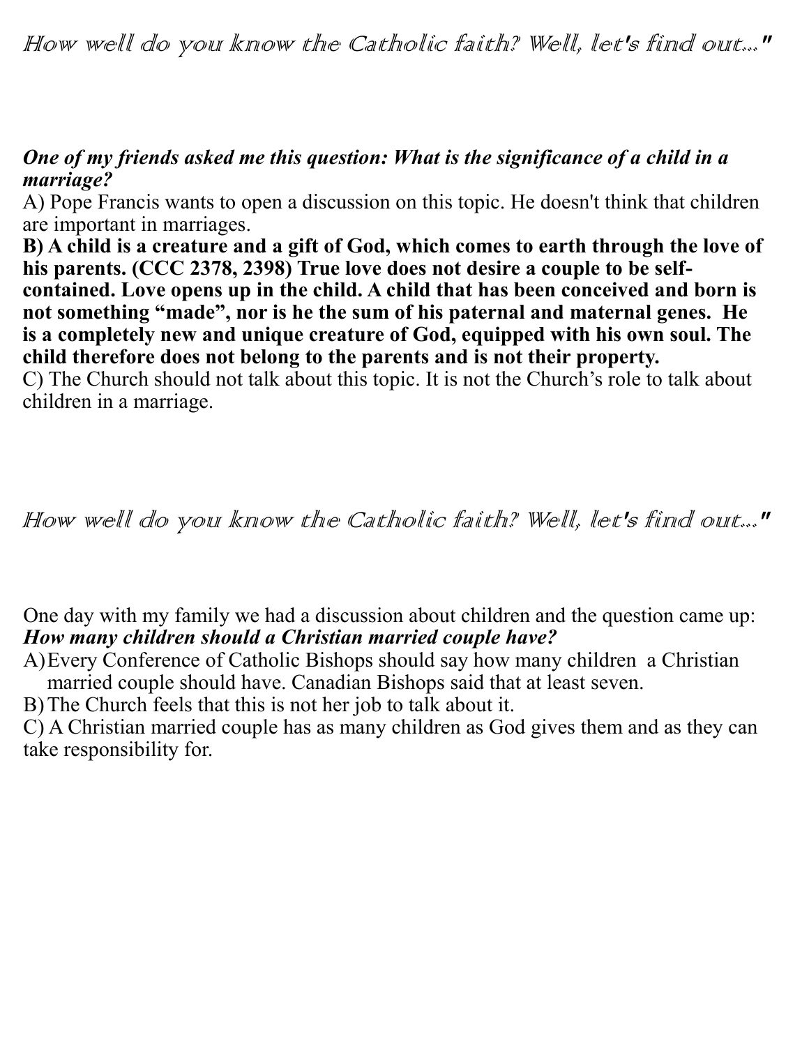*How well do you know the Catholic faith? Well, let's find out..."*

***One of my friends asked me this question: What is the significance of a child in a marriage?***

A) Pope Francis wants to open a discussion on this topic. He doesn't think that children are important in marriages.

**B) A child is a creature and a gift of God, which comes to earth through the love of his parents. (CCC 2378, 2398) True love does not desire a couple to be self-contained. Love opens up in the child. A child that has been conceived and born is not something "made", nor is he the sum of his paternal and maternal genes. He is a completely new and unique creature of God, equipped with his own soul. The child therefore does not belong to the parents and is not their property.**

C) The Church should not talk about this topic. It is not the Church's role to talk about children in a marriage.

*How well do you know the Catholic faith? Well, let's find out..."*

One day with my family we had a discussion about children and the question came up: ***How many children should a Christian married couple have?***

A) Every Conference of Catholic Bishops should say how many children a Christian married couple should have. Canadian Bishops said that at least seven.

B) The Church feels that this is not her job to talk about it.

C) A Christian married couple has as many children as God gives them and as they can take responsibility for.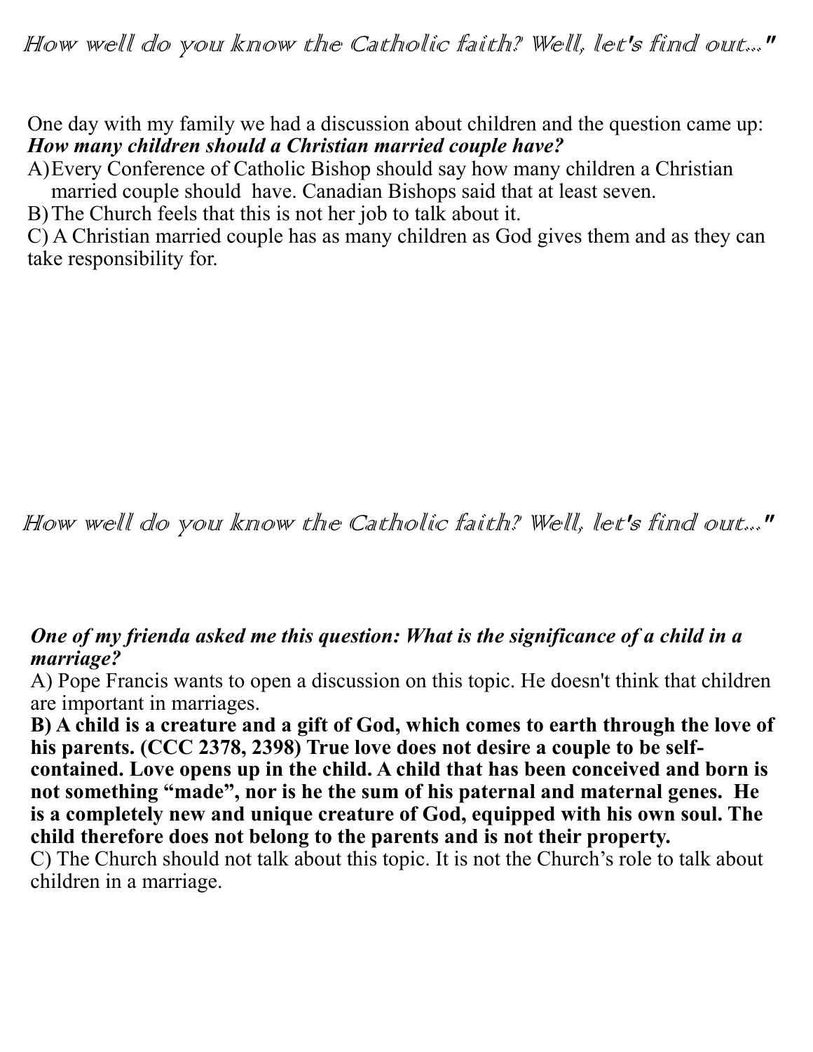*How well do you know the Catholic faith? Well, let's find out..."*

One day with my family we had a discussion about children and the question came up:
***How many children should a Christian married couple have?***

A) Every Conference of Catholic Bishop should say how many children a Christian married couple should  have. Canadian Bishops said that at least seven.
B) The Church feels that this is not her job to talk about it.
C) A Christian married couple has as many children as God gives them and as they can take responsibility for.

*How well do you know the Catholic faith? Well, let's find out..."*

***One of my frienda asked me this question: What is the significance of a child in a marriage?***

A) Pope Francis wants to open a discussion on this topic. He doesn't think that children are important in marriages.
**B) A child is a creature and a gift of God, which comes to earth through the love of his parents. (CCC 2378, 2398) True love does not desire a couple to be self-contained. Love opens up in the child. A child that has been conceived and born is not something "made", nor is he the sum of his paternal and maternal genes. He is a completely new and unique creature of God, equipped with his own soul. The child therefore does not belong to the parents and is not their property.**
C) The Church should not talk about this topic. It is not the Church's role to talk about children in a marriage.